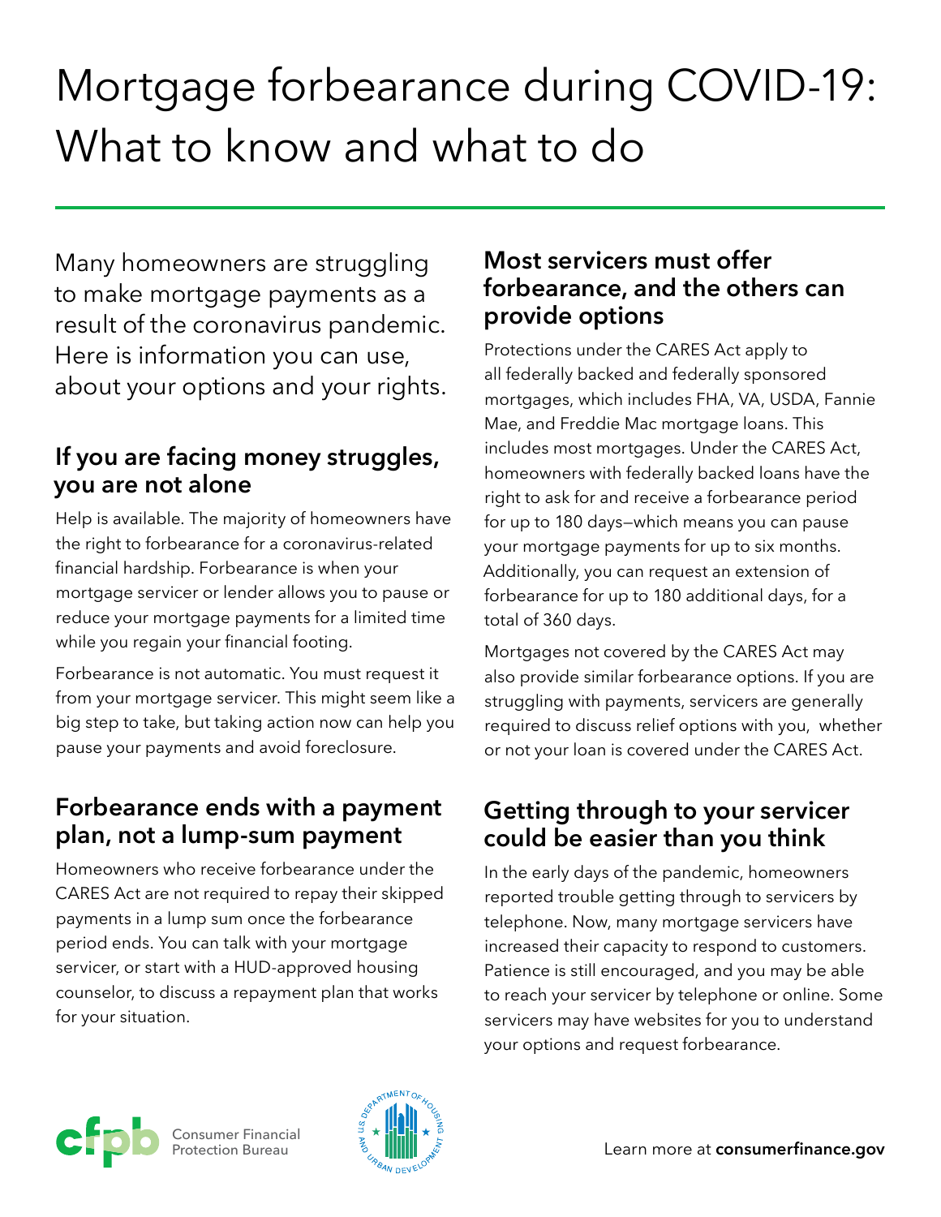# Mortgage forbearance during COVID-19: What to know and what to do

Many homeowners are struggling to make mortgage payments as a result of the coronavirus pandemic. Here is information you can use, about your options and your rights.

## If you are facing money struggles, you are not alone

Help is available. The majority of homeowners have the right to forbearance for a coronavirus-related financial hardship. Forbearance is when your mortgage servicer or lender allows you to pause or reduce your mortgage payments for a limited time while you regain your financial footing.

Forbearance is not automatic. You must request it from your mortgage servicer. This might seem like a big step to take, but taking action now can help you pause your payments and avoid foreclosure.

## Forbearance ends with a payment plan, not a lump-sum payment

Homeowners who receive forbearance under the CARES Act are not required to repay their skipped payments in a lump sum once the forbearance period ends. You can talk with your mortgage servicer, or start with a HUD-approved housing counselor, to discuss a repayment plan that works for your situation.

## Most servicers must offer forbearance, and the others can provide options

Protections under the CARES Act apply to all federally backed and federally sponsored mortgages, which includes FHA, VA, USDA, Fannie Mae, and Freddie Mac mortgage loans. This includes most mortgages. Under the CARES Act, homeowners with federally backed loans have the right to ask for and receive a forbearance period for up to 180 days—which means you can pause your mortgage payments for up to six months. Additionally, you can request an extension of forbearance for up to 180 additional days, for a total of 360 days.

Mortgages not covered by the CARES Act may also provide similar forbearance options. If you are struggling with payments, servicers are generally required to discuss relief options with you, whether or not your loan is covered under the CARES Act.

## Getting through to your servicer could be easier than you think

In the early days of the pandemic, homeowners reported trouble getting through to servicers by telephone. Now, many mortgage servicers have increased their capacity to respond to customers. Patience is still encouraged, and you may be able to reach your servicer by telephone or online. Some servicers may have websites for you to understand your options and request forbearance.

Consumer Financial Protection Bureau

Learn more at **consumerfinance.gov**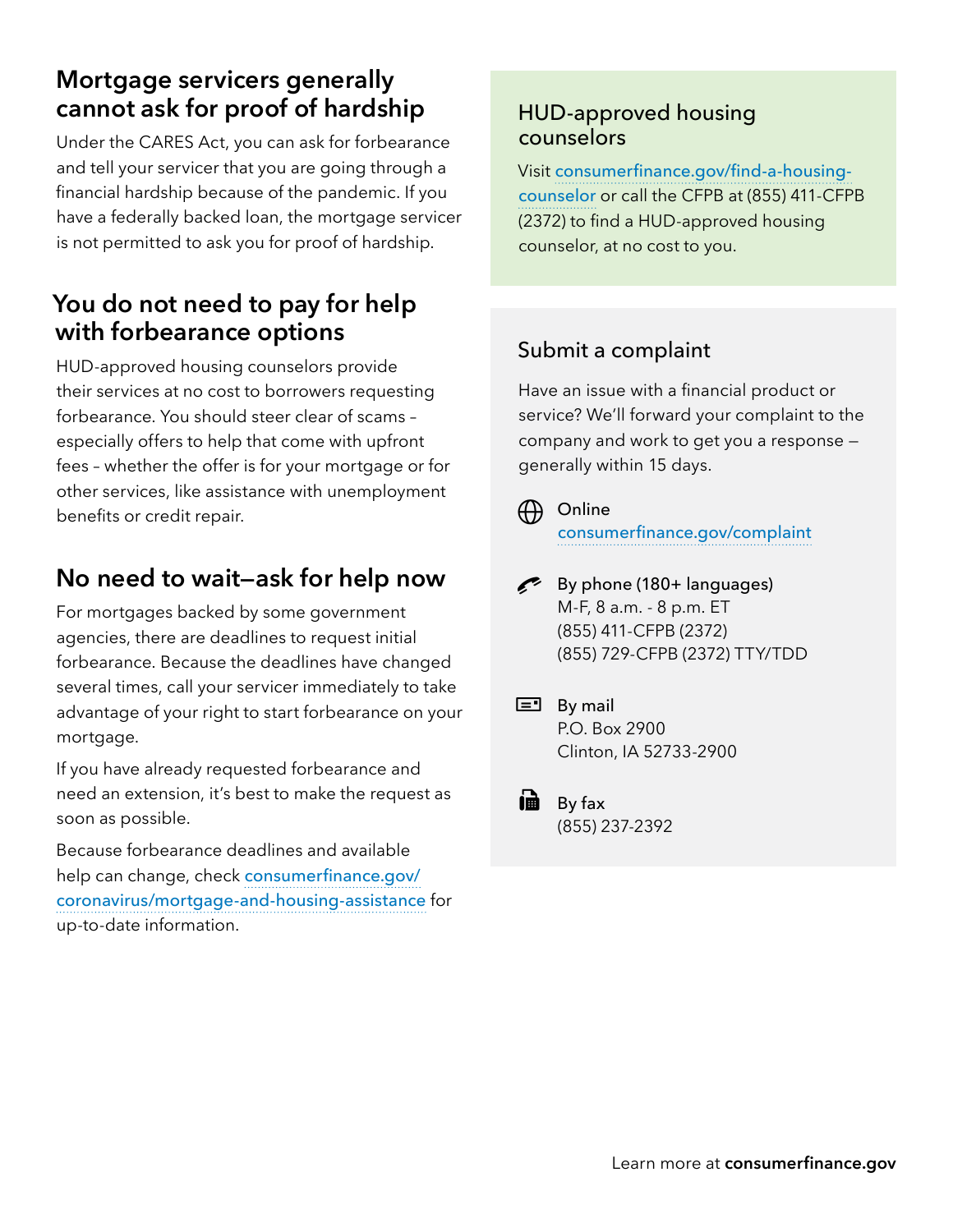## Mortgage servicers generally cannot ask for proof of hardship

Under the CARES Act, you can ask for forbearance and tell your servicer that you are going through a financial hardship because of the pandemic. If you have a federally backed loan, the mortgage servicer is not permitted to ask you for proof of hardship.

## You do not need to pay for help with forbearance options

HUD-approved housing counselors provide their services at no cost to borrowers requesting forbearance. You should steer clear of scams – especially offers to help that come with upfront fees – whether the offer is for your mortgage or for other services, like assistance with unemployment benefits or credit repair.

## No need to wait—ask for help now

For mortgages backed by some government agencies, there are deadlines to request initial forbearance. Because the deadlines have changed several times, call your servicer immediately to take advantage of your right to start forbearance on your mortgage.

If you have already requested forbearance and need an extension, it's best to make the request as soon as possible.

Because forbearance deadlines and available help can change, check consumerfinance.gov/coronavirus/mortgage-and-housing-assistance for up-to-date information.

### HUD-approved housing counselors

Visit consumerfinance.gov/find-a-housing-counselor or call the CFPB at (855) 411-CFPB (2372) to find a HUD-approved housing counselor, at no cost to you.

### Submit a complaint

Have an issue with a financial product or service? We'll forward your complaint to the company and work to get you a response – generally within 15 days.

**Online**
consumerfinance.gov/complaint

**By phone (180+ languages)**
M-F, 8 a.m. - 8 p.m. ET
(855) 411-CFPB (2372)
(855) 729-CFPB (2372) TTY/TDD

**By mail**
P.O. Box 2900
Clinton, IA 52733-2900

**By fax**
(855) 237-2392

Learn more at **consumerfinance.gov**